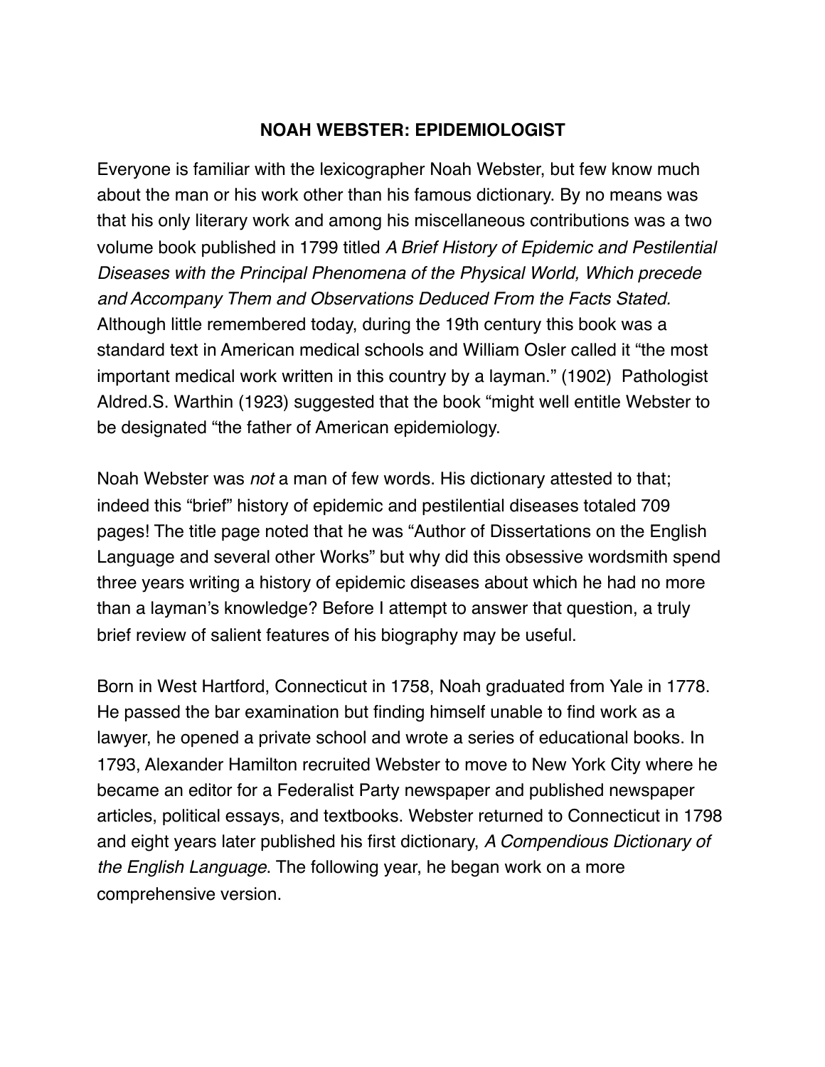# NOAH WEBSTER: EPIDEMIOLOGIST

Everyone is familiar with the lexicographer Noah Webster, but few know much about the man or his work other than his famous dictionary. By no means was that his only literary work and among his miscellaneous contributions was a two volume book published in 1799 titled *A Brief History of Epidemic and Pestilential Diseases with the Principal Phenomena of the Physical World, Which precede and Accompany Them and Observations Deduced From the Facts Stated.* Although little remembered today, during the 19th century this book was a standard text in American medical schools and William Osler called it "the most important medical work written in this country by a layman." (1902) Pathologist Aldred.S. Warthin (1923) suggested that the book "might well entitle Webster to be designated "the father of American epidemiology.

Noah Webster was *not* a man of few words. His dictionary attested to that; indeed this "brief" history of epidemic and pestilential diseases totaled 709 pages! The title page noted that he was "Author of Dissertations on the English Language and several other Works" but why did this obsessive wordsmith spend three years writing a history of epidemic diseases about which he had no more than a layman's knowledge? Before I attempt to answer that question, a truly brief review of salient features of his biography may be useful.

Born in West Hartford, Connecticut in 1758, Noah graduated from Yale in 1778. He passed the bar examination but finding himself unable to find work as a lawyer, he opened a private school and wrote a series of educational books. In 1793, Alexander Hamilton recruited Webster to move to New York City where he became an editor for a Federalist Party newspaper and published newspaper articles, political essays, and textbooks. Webster returned to Connecticut in 1798 and eight years later published his first dictionary, *A Compendious Dictionary of the English Language*. The following year, he began work on a more comprehensive version.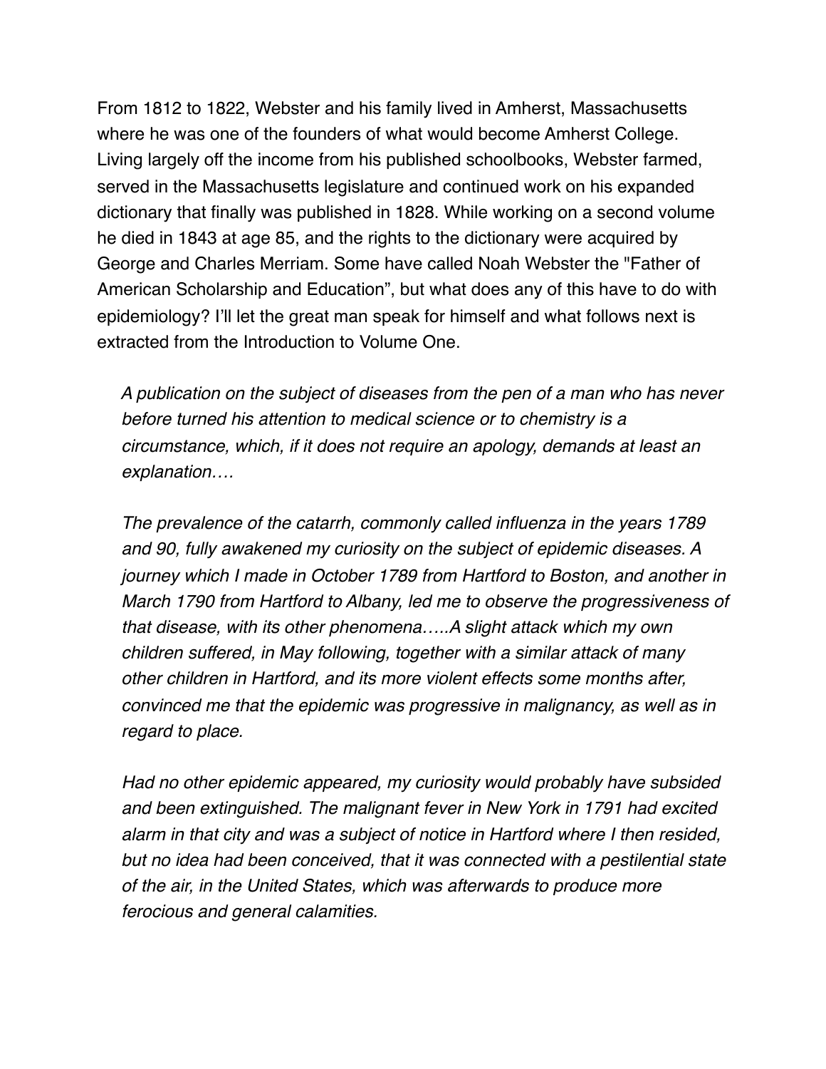From 1812 to 1822, Webster and his family lived in Amherst, Massachusetts where he was one of the founders of what would become Amherst College. Living largely off the income from his published schoolbooks, Webster farmed, served in the Massachusetts legislature and continued work on his expanded dictionary that finally was published in 1828. While working on a second volume he died in 1843 at age 85, and the rights to the dictionary were acquired by George and Charles Merriam. Some have called Noah Webster the "Father of American Scholarship and Education", but what does any of this have to do with epidemiology? I'll let the great man speak for himself and what follows next is extracted from the Introduction to Volume One.

> *A publication on the subject of diseases from the pen of a man who has never before turned his attention to medical science or to chemistry is a circumstance, which, if it does not require an apology, demands at least an explanation….*
>
> *The prevalence of the catarrh, commonly called influenza in the years 1789 and 90, fully awakened my curiosity on the subject of epidemic diseases. A journey which I made in October 1789 from Hartford to Boston, and another in March 1790 from Hartford to Albany, led me to observe the progressiveness of that disease, with its other phenomena…..A slight attack which my own children suffered, in May following, together with a similar attack of many other children in Hartford, and its more violent effects some months after, convinced me that the epidemic was progressive in malignancy, as well as in regard to place.*
>
> *Had no other epidemic appeared, my curiosity would probably have subsided and been extinguished. The malignant fever in New York in 1791 had excited alarm in that city and was a subject of notice in Hartford where I then resided, but no idea had been conceived, that it was connected with a pestilential state of the air, in the United States, which was afterwards to produce more ferocious and general calamities.*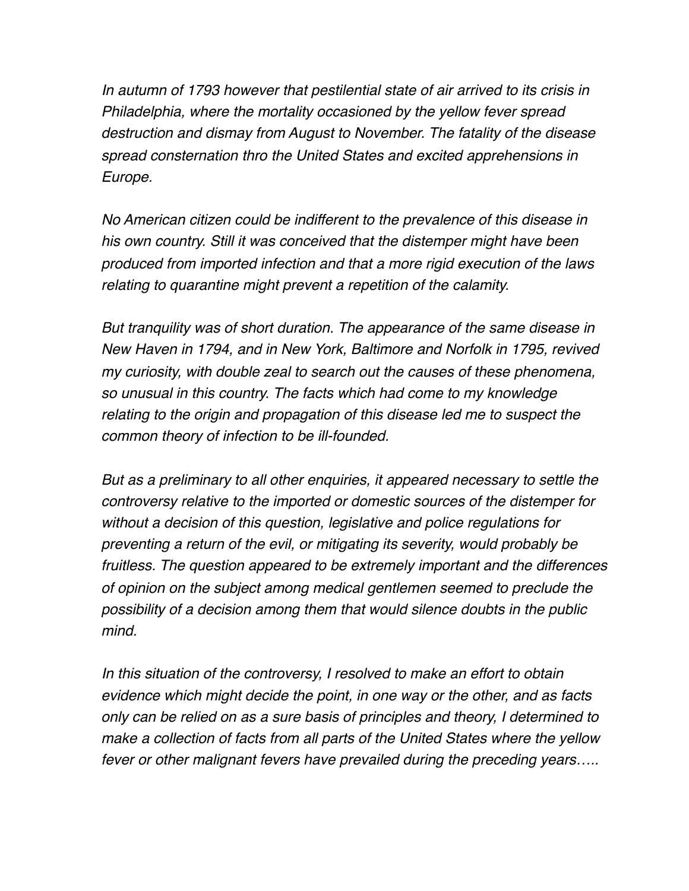*In autumn of 1793 however that pestilential state of air arrived to its crisis in Philadelphia, where the mortality occasioned by the yellow fever spread destruction and dismay from August to November. The fatality of the disease spread consternation thro the United States and excited apprehensions in Europe.*

*No American citizen could be indifferent to the prevalence of this disease in his own country. Still it was conceived that the distemper might have been produced from imported infection and that a more rigid execution of the laws relating to quarantine might prevent a repetition of the calamity.*

*But tranquility was of short duration. The appearance of the same disease in New Haven in 1794, and in New York, Baltimore and Norfolk in 1795, revived my curiosity, with double zeal to search out the causes of these phenomena, so unusual in this country. The facts which had come to my knowledge relating to the origin and propagation of this disease led me to suspect the common theory of infection to be ill-founded.*

*But as a preliminary to all other enquiries, it appeared necessary to settle the controversy relative to the imported or domestic sources of the distemper for without a decision of this question, legislative and police regulations for preventing a return of the evil, or mitigating its severity, would probably be fruitless. The question appeared to be extremely important and the differences of opinion on the subject among medical gentlemen seemed to preclude the possibility of a decision among them that would silence doubts in the public mind.*

*In this situation of the controversy, I resolved to make an effort to obtain evidence which might decide the point, in one way or the other, and as facts only can be relied on as a sure basis of principles and theory, I determined to make a collection of facts from all parts of the United States where the yellow fever or other malignant fevers have prevailed during the preceding years…..*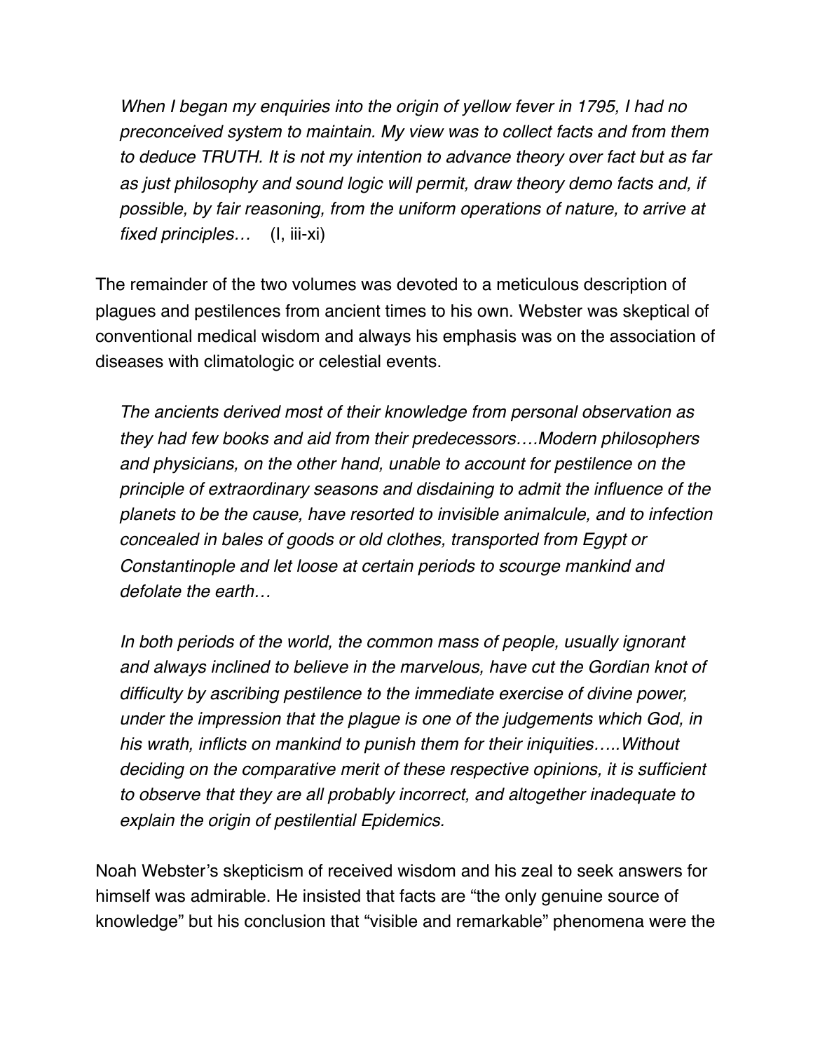> *When I began my enquiries into the origin of yellow fever in 1795, I had no preconceived system to maintain. My view was to collect facts and from them to deduce TRUTH. It is not my intention to advance theory over fact but as far as just philosophy and sound logic will permit, draw theory demo facts and, if possible, by fair reasoning, from the uniform operations of nature, to arrive at fixed principles…* (I, iii-xi)

The remainder of the two volumes was devoted to a meticulous description of plagues and pestilences from ancient times to his own. Webster was skeptical of conventional medical wisdom and always his emphasis was on the association of diseases with climatologic or celestial events.

> *The ancients derived most of their knowledge from personal observation as they had few books and aid from their predecessors….Modern philosophers and physicians, on the other hand, unable to account for pestilence on the principle of extraordinary seasons and disdaining to admit the influence of the planets to be the cause, have resorted to invisible animalcule, and to infection concealed in bales of goods or old clothes, transported from Egypt or Constantinople and let loose at certain periods to scourge mankind and defolate the earth…*
>
> *In both periods of the world, the common mass of people, usually ignorant and always inclined to believe in the marvelous, have cut the Gordian knot of difficulty by ascribing pestilence to the immediate exercise of divine power, under the impression that the plague is one of the judgements which God, in his wrath, inflicts on mankind to punish them for their iniquities…..Without deciding on the comparative merit of these respective opinions, it is sufficient to observe that they are all probably incorrect, and altogether inadequate to explain the origin of pestilential Epidemics.*

Noah Webster's skepticism of received wisdom and his zeal to seek answers for himself was admirable. He insisted that facts are "the only genuine source of knowledge" but his conclusion that "visible and remarkable" phenomena were the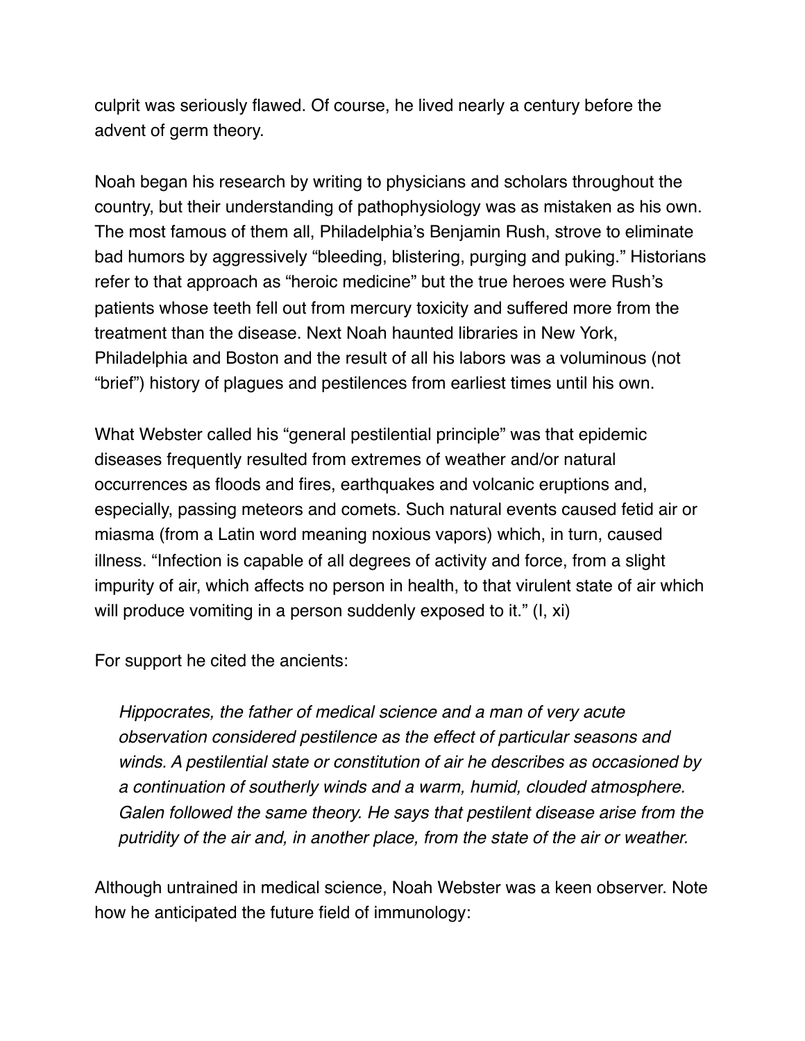culprit was seriously flawed. Of course, he lived nearly a century before the advent of germ theory.

Noah began his research by writing to physicians and scholars throughout the country, but their understanding of pathophysiology was as mistaken as his own. The most famous of them all, Philadelphia's Benjamin Rush, strove to eliminate bad humors by aggressively "bleeding, blistering, purging and puking." Historians refer to that approach as "heroic medicine" but the true heroes were Rush's patients whose teeth fell out from mercury toxicity and suffered more from the treatment than the disease. Next Noah haunted libraries in New York, Philadelphia and Boston and the result of all his labors was a voluminous (not "brief") history of plagues and pestilences from earliest times until his own.

What Webster called his "general pestilential principle" was that epidemic diseases frequently resulted from extremes of weather and/or natural occurrences as floods and fires, earthquakes and volcanic eruptions and, especially, passing meteors and comets. Such natural events caused fetid air or miasma (from a Latin word meaning noxious vapors) which, in turn, caused illness. "Infection is capable of all degrees of activity and force, from a slight impurity of air, which affects no person in health, to that virulent state of air which will produce vomiting in a person suddenly exposed to it." (I, xi)

For support he cited the ancients:

> *Hippocrates, the father of medical science and a man of very acute observation considered pestilence as the effect of particular seasons and winds. A pestilential state or constitution of air he describes as occasioned by a continuation of southerly winds and a warm, humid, clouded atmosphere. Galen followed the same theory. He says that pestilent disease arise from the putridity of the air and, in another place, from the state of the air or weather.*

Although untrained in medical science, Noah Webster was a keen observer. Note how he anticipated the future field of immunology: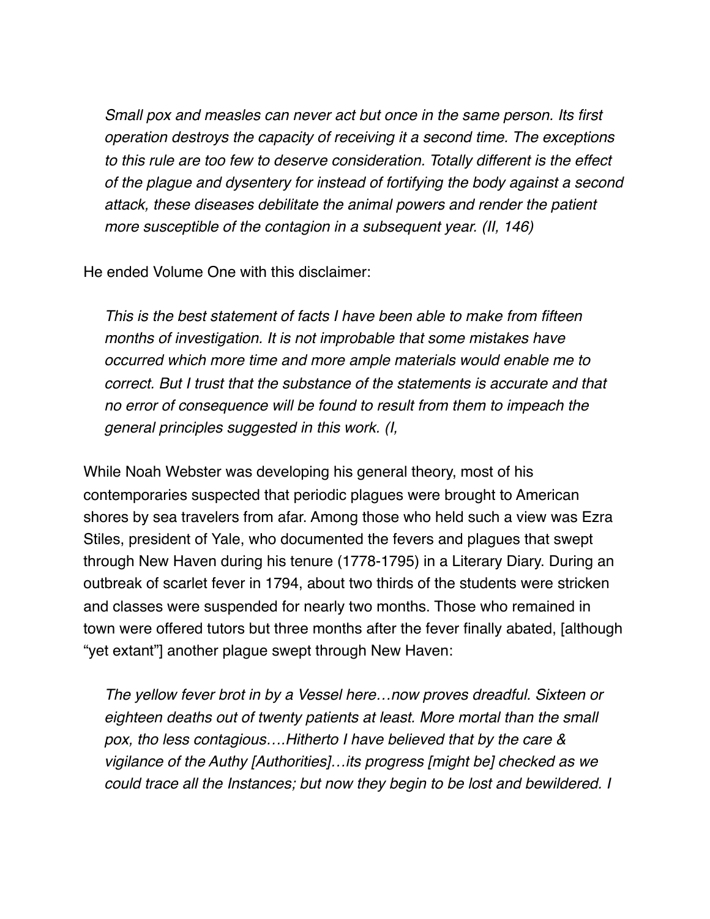> *Small pox and measles can never act but once in the same person. Its first operation destroys the capacity of receiving it a second time. The exceptions to this rule are too few to deserve consideration. Totally different is the effect of the plague and dysentery for instead of fortifying the body against a second attack, these diseases debilitate the animal powers and render the patient more susceptible of the contagion in a subsequent year. (II, 146)*

He ended Volume One with this disclaimer:

> *This is the best statement of facts I have been able to make from fifteen months of investigation. It is not improbable that some mistakes have occurred which more time and more ample materials would enable me to correct. But I trust that the substance of the statements is accurate and that no error of consequence will be found to result from them to impeach the general principles suggested in this work. (I,*

While Noah Webster was developing his general theory, most of his contemporaries suspected that periodic plagues were brought to American shores by sea travelers from afar. Among those who held such a view was Ezra Stiles, president of Yale, who documented the fevers and plagues that swept through New Haven during his tenure (1778-1795) in a Literary Diary. During an outbreak of scarlet fever in 1794, about two thirds of the students were stricken and classes were suspended for nearly two months. Those who remained in town were offered tutors but three months after the fever finally abated, [although "yet extant"] another plague swept through New Haven:

> *The yellow fever brot in by a Vessel here…now proves dreadful. Sixteen or eighteen deaths out of twenty patients at least. More mortal than the small pox, tho less contagious….Hitherto I have believed that by the care & vigilance of the Authy [Authorities]…its progress [might be] checked as we could trace all the Instances; but now they begin to be lost and bewildered. I*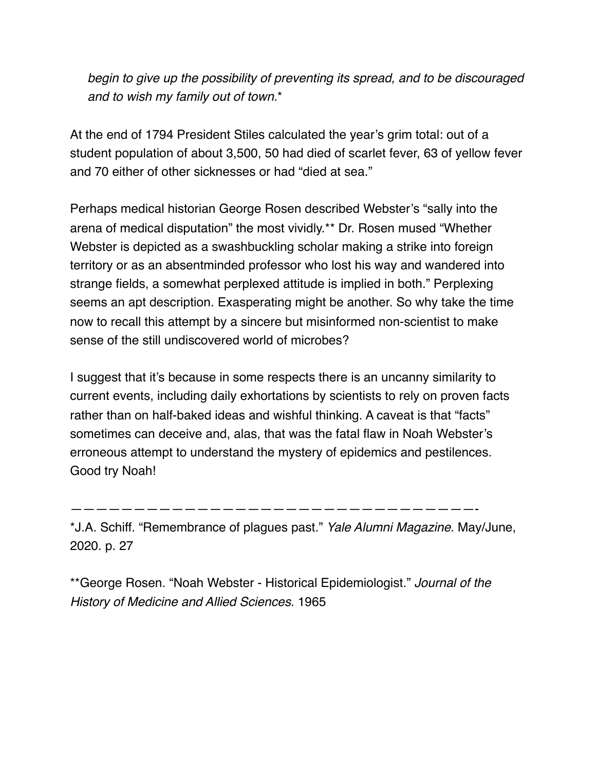*begin to give up the possibility of preventing its spread, and to be discouraged and to wish my family out of town.**

At the end of 1794 President Stiles calculated the year's grim total: out of a student population of about 3,500, 50 had died of scarlet fever, 63 of yellow fever and 70 either of other sicknesses or had "died at sea."

Perhaps medical historian George Rosen described Webster's "sally into the arena of medical disputation" the most vividly.** Dr. Rosen mused "Whether Webster is depicted as a swashbuckling scholar making a strike into foreign territory or as an absentminded professor who lost his way and wandered into strange fields, a somewhat perplexed attitude is implied in both." Perplexing seems an apt description. Exasperating might be another. So why take the time now to recall this attempt by a sincere but misinformed non-scientist to make sense of the still undiscovered world of microbes?

I suggest that it's because in some respects there is an uncanny similarity to current events, including daily exhortations by scientists to rely on proven facts rather than on half-baked ideas and wishful thinking. A caveat is that "facts" sometimes can deceive and, alas, that was the fatal flaw in Noah Webster's erroneous attempt to understand the mystery of epidemics and pestilences. Good try Noah!

———————————————————————————————————-

*J.A. Schiff. "Remembrance of plagues past." *Yale Alumni Magazine*. May/June, 2020. p. 27

**George Rosen. "Noah Webster - Historical Epidemiologist." *Journal of the History of Medicine and Allied Sciences*. 1965